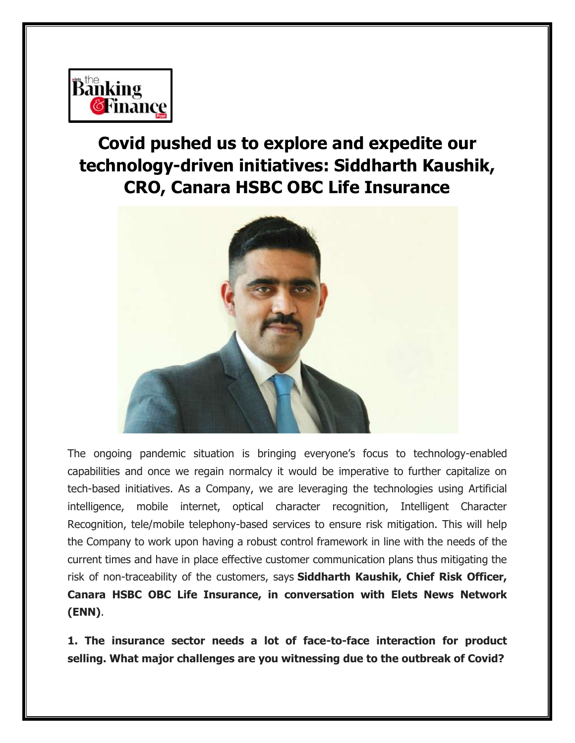# Covid pushed us to explore and expedite our technology-driven initiatives: Siddharth Kaushik, CRO, Canara HSBC OBC Life Insurance

The ongoing pandemic situation is bringing everyone's focus to technology-enabled capabilities and once we regain normalcy it would be imperative to further capitalize on tech-based initiatives. As a Company, we are leveraging the technologies using Artificial intelligence, mobile internet, optical character recognition, Intelligent Character Recognition, tele/mobile telephony-based services to ensure risk mitigation. This will help the Company to work upon having a robust control framework in line with the needs of the current times and have in place effective customer communication plans thus mitigating the risk of non-traceability of the customers, says **Siddharth Kaushik, Chief Risk Officer, Canara HSBC OBC Life Insurance, in conversation with Elets News Network (ENN)**.

**1. The insurance sector needs a lot of face-to-face interaction for product selling. What major challenges are you witnessing due to the outbreak of Covid?**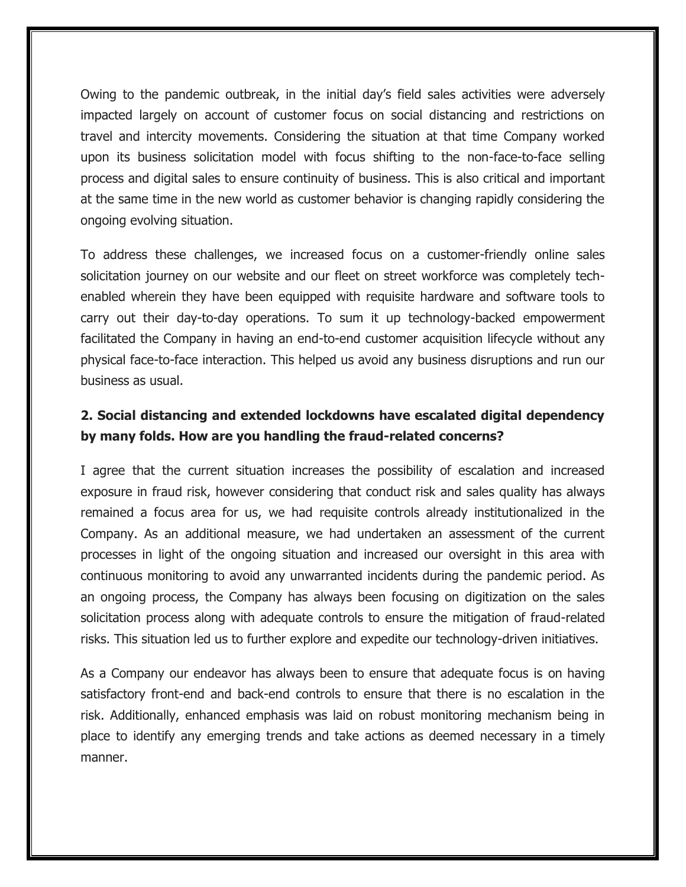Owing to the pandemic outbreak, in the initial day's field sales activities were adversely impacted largely on account of customer focus on social distancing and restrictions on travel and intercity movements. Considering the situation at that time Company worked upon its business solicitation model with focus shifting to the non-face-to-face selling process and digital sales to ensure continuity of business. This is also critical and important at the same time in the new world as customer behavior is changing rapidly considering the ongoing evolving situation.

To address these challenges, we increased focus on a customer-friendly online sales solicitation journey on our website and our fleet on street workforce was completely tech-enabled wherein they have been equipped with requisite hardware and software tools to carry out their day-to-day operations. To sum it up technology-backed empowerment facilitated the Company in having an end-to-end customer acquisition lifecycle without any physical face-to-face interaction. This helped us avoid any business disruptions and run our business as usual.

**2. Social distancing and extended lockdowns have escalated digital dependency by many folds. How are you handling the fraud-related concerns?**

I agree that the current situation increases the possibility of escalation and increased exposure in fraud risk, however considering that conduct risk and sales quality has always remained a focus area for us, we had requisite controls already institutionalized in the Company. As an additional measure, we had undertaken an assessment of the current processes in light of the ongoing situation and increased our oversight in this area with continuous monitoring to avoid any unwarranted incidents during the pandemic period. As an ongoing process, the Company has always been focusing on digitization on the sales solicitation process along with adequate controls to ensure the mitigation of fraud-related risks. This situation led us to further explore and expedite our technology-driven initiatives.

As a Company our endeavor has always been to ensure that adequate focus is on having satisfactory front-end and back-end controls to ensure that there is no escalation in the risk. Additionally, enhanced emphasis was laid on robust monitoring mechanism being in place to identify any emerging trends and take actions as deemed necessary in a timely manner.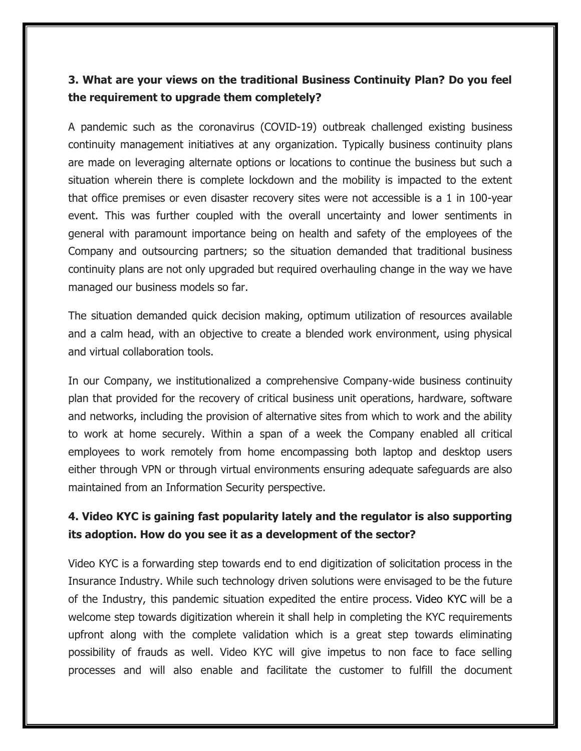**3. What are your views on the traditional Business Continuity Plan? Do you feel the requirement to upgrade them completely?**

A pandemic such as the coronavirus (COVID-19) outbreak challenged existing business continuity management initiatives at any organization. Typically business continuity plans are made on leveraging alternate options or locations to continue the business but such a situation wherein there is complete lockdown and the mobility is impacted to the extent that office premises or even disaster recovery sites were not accessible is a 1 in 100-year event. This was further coupled with the overall uncertainty and lower sentiments in general with paramount importance being on health and safety of the employees of the Company and outsourcing partners; so the situation demanded that traditional business continuity plans are not only upgraded but required overhauling change in the way we have managed our business models so far.

The situation demanded quick decision making, optimum utilization of resources available and a calm head, with an objective to create a blended work environment, using physical and virtual collaboration tools.

In our Company, we institutionalized a comprehensive Company-wide business continuity plan that provided for the recovery of critical business unit operations, hardware, software and networks, including the provision of alternative sites from which to work and the ability to work at home securely. Within a span of a week the Company enabled all critical employees to work remotely from home encompassing both laptop and desktop users either through VPN or through virtual environments ensuring adequate safeguards are also maintained from an Information Security perspective.

**4. Video KYC is gaining fast popularity lately and the regulator is also supporting its adoption. How do you see it as a development of the sector?**

Video KYC is a forwarding step towards end to end digitization of solicitation process in the Insurance Industry. While such technology driven solutions were envisaged to be the future of the Industry, this pandemic situation expedited the entire process. Video KYC will be a welcome step towards digitization wherein it shall help in completing the KYC requirements upfront along with the complete validation which is a great step towards eliminating possibility of frauds as well. Video KYC will give impetus to non face to face selling processes and will also enable and facilitate the customer to fulfill the document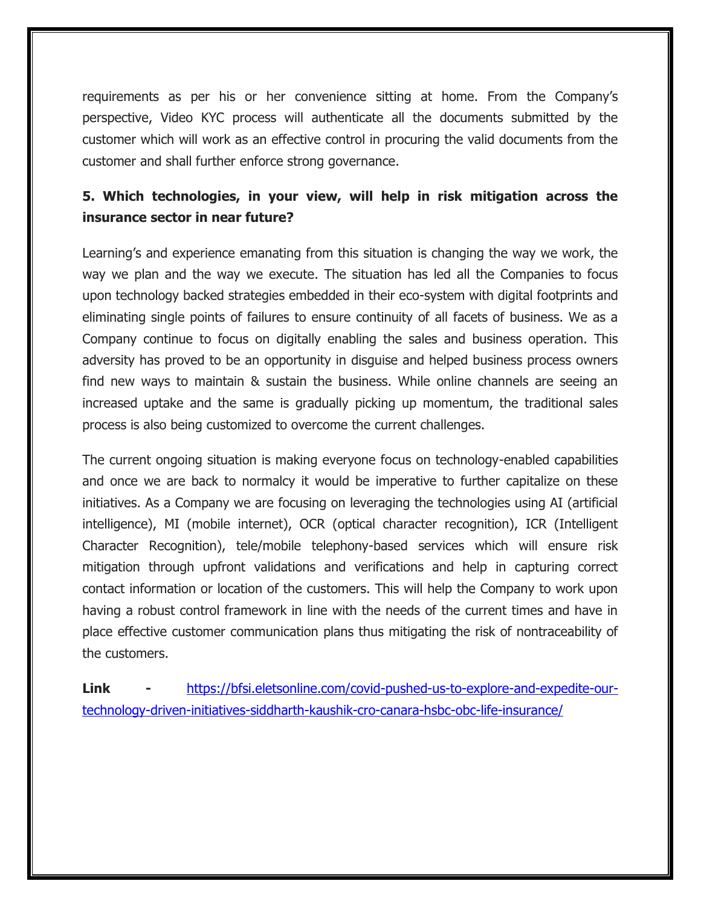requirements as per his or her convenience sitting at home. From the Company's perspective, Video KYC process will authenticate all the documents submitted by the customer which will work as an effective control in procuring the valid documents from the customer and shall further enforce strong governance.

**5. Which technologies, in your view, will help in risk mitigation across the insurance sector in near future?**

Learning's and experience emanating from this situation is changing the way we work, the way we plan and the way we execute. The situation has led all the Companies to focus upon technology backed strategies embedded in their eco-system with digital footprints and eliminating single points of failures to ensure continuity of all facets of business. We as a Company continue to focus on digitally enabling the sales and business operation. This adversity has proved to be an opportunity in disguise and helped business process owners find new ways to maintain & sustain the business. While online channels are seeing an increased uptake and the same is gradually picking up momentum, the traditional sales process is also being customized to overcome the current challenges.

The current ongoing situation is making everyone focus on technology-enabled capabilities and once we are back to normalcy it would be imperative to further capitalize on these initiatives. As a Company we are focusing on leveraging the technologies using AI (artificial intelligence), MI (mobile internet), OCR (optical character recognition), ICR (Intelligent Character Recognition), tele/mobile telephony-based services which will ensure risk mitigation through upfront validations and verifications and help in capturing correct contact information or location of the customers. This will help the Company to work upon having a robust control framework in line with the needs of the current times and have in place effective customer communication plans thus mitigating the risk of nontraceability of the customers.

**Link -** https://bfsi.eletsonline.com/covid-pushed-us-to-explore-and-expedite-our-technology-driven-initiatives-siddharth-kaushik-cro-canara-hsbc-obc-life-insurance/